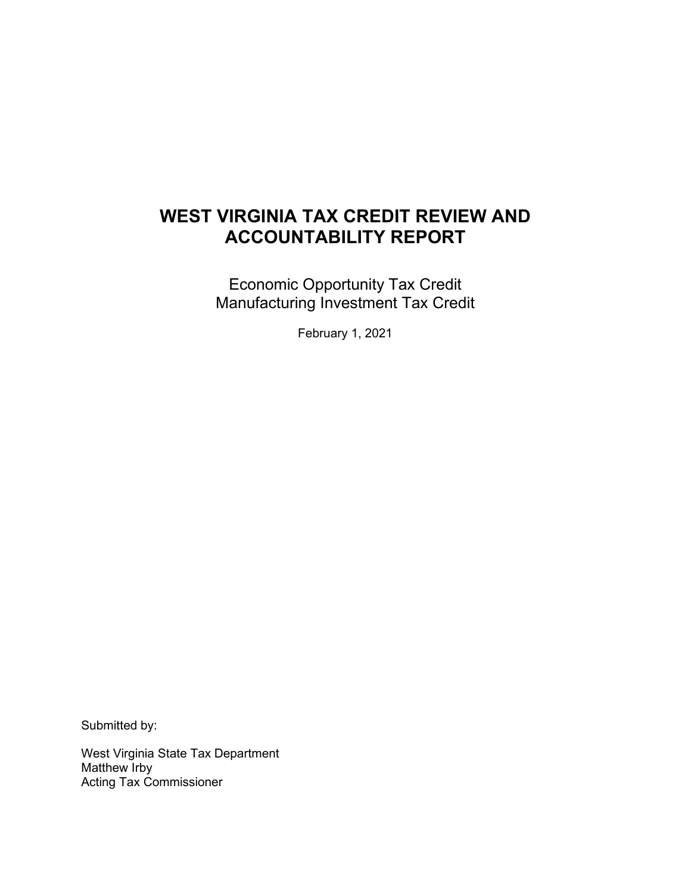# WEST VIRGINIA TAX CREDIT REVIEW AND ACCOUNTABILITY REPORT

Economic Opportunity Tax Credit
Manufacturing Investment Tax Credit

February 1, 2021

Submitted by:

West Virginia State Tax Department
Matthew Irby
Acting Tax Commissioner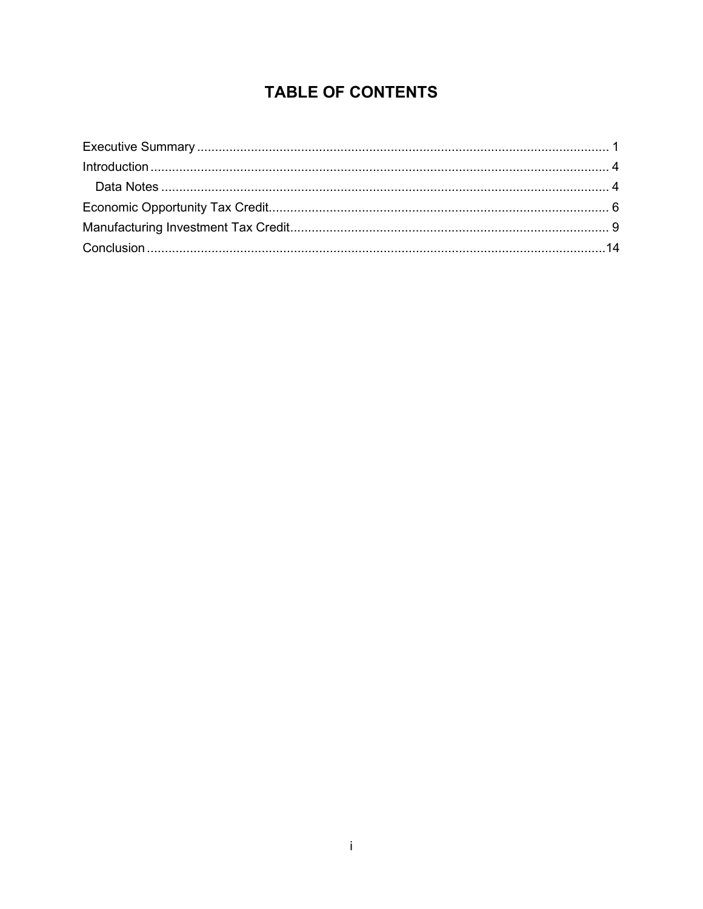# TABLE OF CONTENTS

Executive Summary ........................................................................................................ 1
Introduction .................................................................................................................... 4
  Data Notes ................................................................................................................. 4
Economic Opportunity Tax Credit................................................................................. 6
Manufacturing Investment Tax Credit.......................................................................... 9
Conclusion ....................................................................................................................14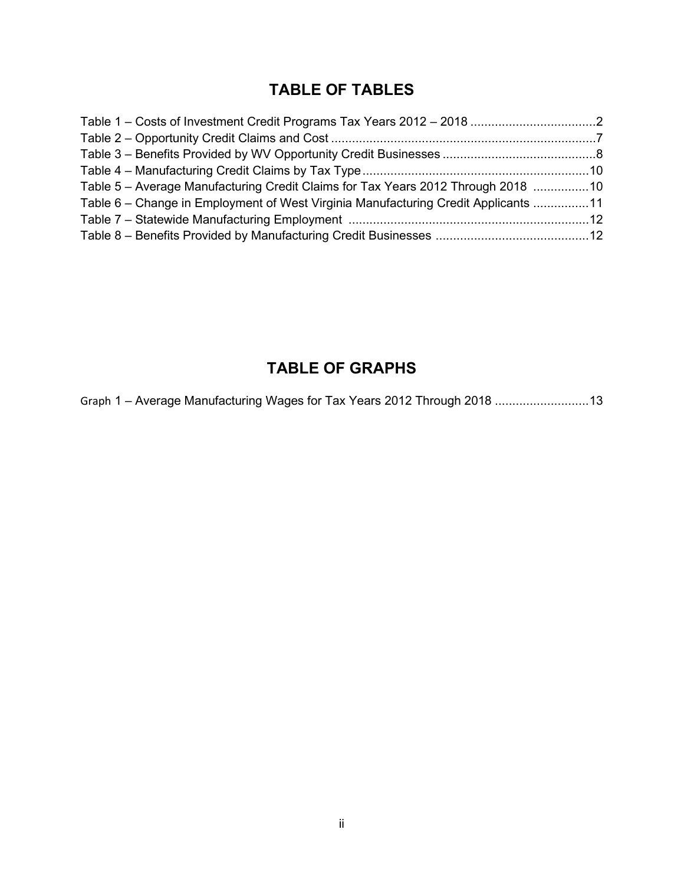## TABLE OF TABLES

Table 1 – Costs of Investment Credit Programs Tax Years 2012 – 2018 ....................................2
Table 2 – Opportunity Credit Claims and Cost ............................................................................7
Table 3 – Benefits Provided by WV Opportunity Credit Businesses ............................................8
Table 4 – Manufacturing Credit Claims by Tax Type ..................................................................10
Table 5 – Average Manufacturing Credit Claims for Tax Years 2012 Through 2018 ................10
Table 6 – Change in Employment of West Virginia Manufacturing Credit Applicants ................11
Table 7 – Statewide Manufacturing Employment .....................................................................12
Table 8 – Benefits Provided by Manufacturing Credit Businesses ............................................12

## TABLE OF GRAPHS

Graph 1 – Average Manufacturing Wages for Tax Years 2012 Through 2018 ...........................13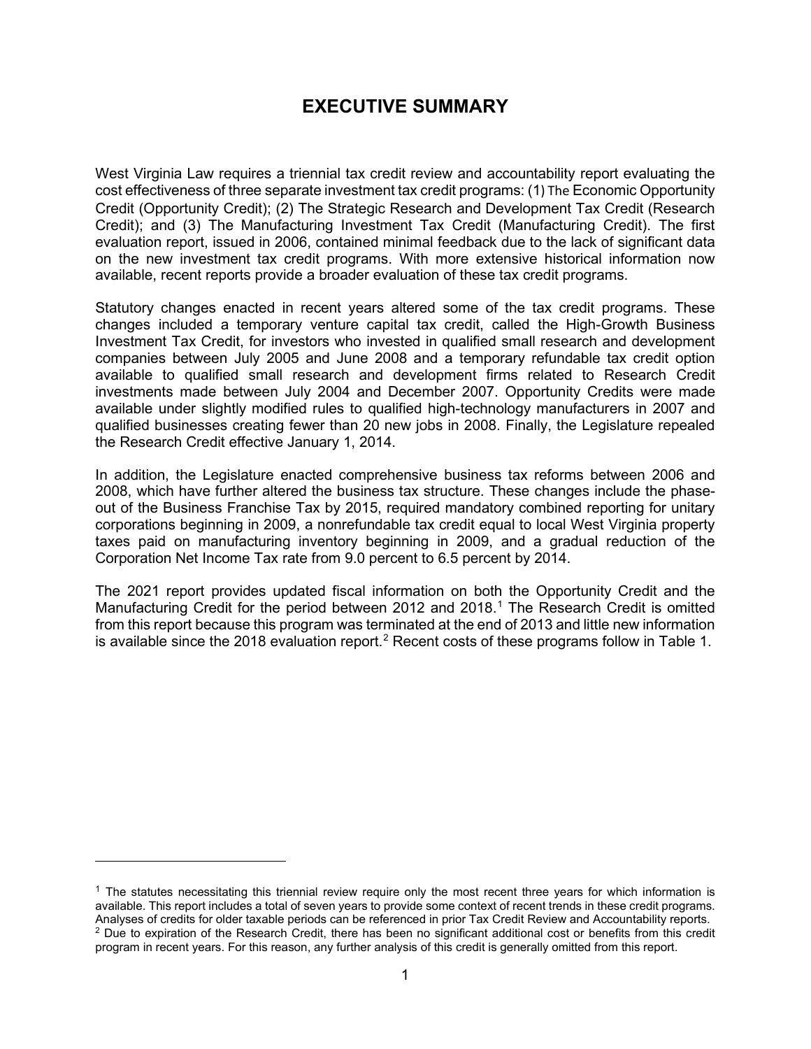# EXECUTIVE SUMMARY

West Virginia Law requires a triennial tax credit review and accountability report evaluating the cost effectiveness of three separate investment tax credit programs: (1) The Economic Opportunity Credit (Opportunity Credit); (2) The Strategic Research and Development Tax Credit (Research Credit); and (3) The Manufacturing Investment Tax Credit (Manufacturing Credit). The first evaluation report, issued in 2006, contained minimal feedback due to the lack of significant data on the new investment tax credit programs. With more extensive historical information now available, recent reports provide a broader evaluation of these tax credit programs.

Statutory changes enacted in recent years altered some of the tax credit programs. These changes included a temporary venture capital tax credit, called the High-Growth Business Investment Tax Credit, for investors who invested in qualified small research and development companies between July 2005 and June 2008 and a temporary refundable tax credit option available to qualified small research and development firms related to Research Credit investments made between July 2004 and December 2007. Opportunity Credits were made available under slightly modified rules to qualified high-technology manufacturers in 2007 and qualified businesses creating fewer than 20 new jobs in 2008. Finally, the Legislature repealed the Research Credit effective January 1, 2014.

In addition, the Legislature enacted comprehensive business tax reforms between 2006 and 2008, which have further altered the business tax structure. These changes include the phase-out of the Business Franchise Tax by 2015, required mandatory combined reporting for unitary corporations beginning in 2009, a nonrefundable tax credit equal to local West Virginia property taxes paid on manufacturing inventory beginning in 2009, and a gradual reduction of the Corporation Net Income Tax rate from 9.0 percent to 6.5 percent by 2014.

The 2021 report provides updated fiscal information on both the Opportunity Credit and the Manufacturing Credit for the period between 2012 and 2018.[1] The Research Credit is omitted from this report because this program was terminated at the end of 2013 and little new information is available since the 2018 evaluation report.[2] Recent costs of these programs follow in Table 1.

---

[1] The statutes necessitating this triennial review require only the most recent three years for which information is available. This report includes a total of seven years to provide some context of recent trends in these credit programs. Analyses of credits for older taxable periods can be referenced in prior Tax Credit Review and Accountability reports.

[2] Due to expiration of the Research Credit, there has been no significant additional cost or benefits from this credit program in recent years. For this reason, any further analysis of this credit is generally omitted from this report.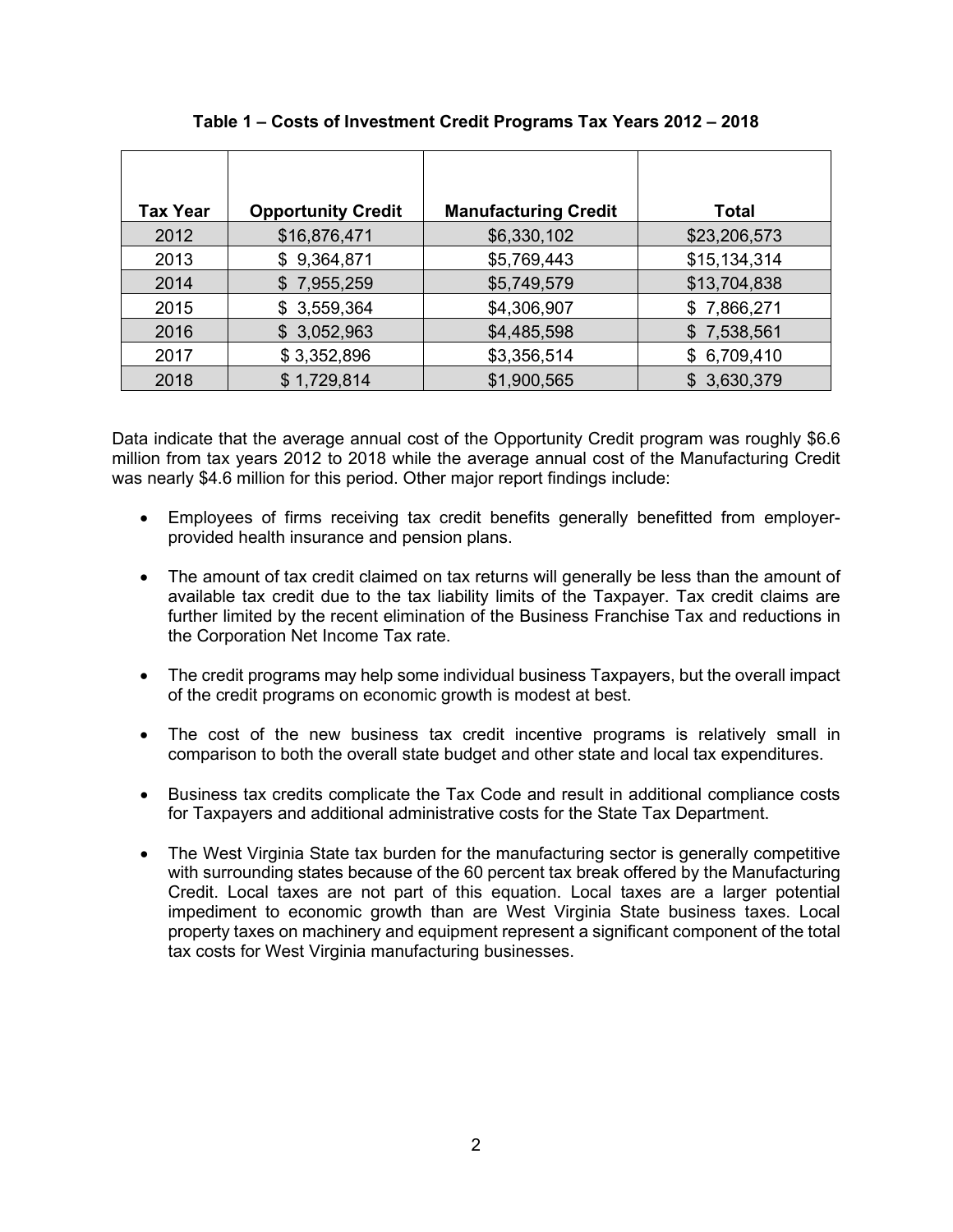**Table 1 – Costs of Investment Credit Programs Tax Years 2012 – 2018**

| Tax Year | Opportunity Credit | Manufacturing Credit | Total |
|---|---|---|---|
| 2012 | $16,876,471 | $6,330,102 | $23,206,573 |
| 2013 | $ 9,364,871 | $5,769,443 | $15,134,314 |
| 2014 | $ 7,955,259 | $5,749,579 | $13,704,838 |
| 2015 | $ 3,559,364 | $4,306,907 | $ 7,866,271 |
| 2016 | $ 3,052,963 | $4,485,598 | $ 7,538,561 |
| 2017 | $ 3,352,896 | $3,356,514 | $ 6,709,410 |
| 2018 | $ 1,729,814 | $1,900,565 | $ 3,630,379 |

Data indicate that the average annual cost of the Opportunity Credit program was roughly $6.6 million from tax years 2012 to 2018 while the average annual cost of the Manufacturing Credit was nearly $4.6 million for this period. Other major report findings include:

- Employees of firms receiving tax credit benefits generally benefitted from employer-provided health insurance and pension plans.
- The amount of tax credit claimed on tax returns will generally be less than the amount of available tax credit due to the tax liability limits of the Taxpayer. Tax credit claims are further limited by the recent elimination of the Business Franchise Tax and reductions in the Corporation Net Income Tax rate.
- The credit programs may help some individual business Taxpayers, but the overall impact of the credit programs on economic growth is modest at best.
- The cost of the new business tax credit incentive programs is relatively small in comparison to both the overall state budget and other state and local tax expenditures.
- Business tax credits complicate the Tax Code and result in additional compliance costs for Taxpayers and additional administrative costs for the State Tax Department.
- The West Virginia State tax burden for the manufacturing sector is generally competitive with surrounding states because of the 60 percent tax break offered by the Manufacturing Credit. Local taxes are not part of this equation. Local taxes are a larger potential impediment to economic growth than are West Virginia State business taxes. Local property taxes on machinery and equipment represent a significant component of the total tax costs for West Virginia manufacturing businesses.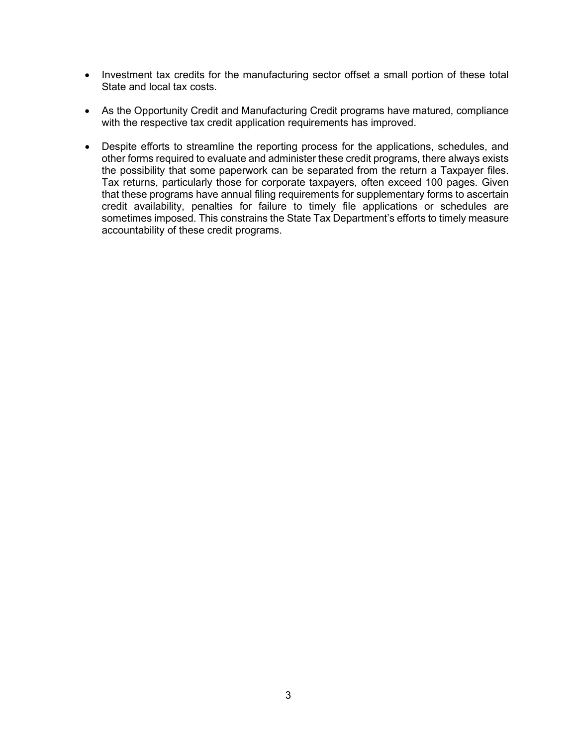- Investment tax credits for the manufacturing sector offset a small portion of these total State and local tax costs.

- As the Opportunity Credit and Manufacturing Credit programs have matured, compliance with the respective tax credit application requirements has improved.

- Despite efforts to streamline the reporting process for the applications, schedules, and other forms required to evaluate and administer these credit programs, there always exists the possibility that some paperwork can be separated from the return a Taxpayer files. Tax returns, particularly those for corporate taxpayers, often exceed 100 pages. Given that these programs have annual filing requirements for supplementary forms to ascertain credit availability, penalties for failure to timely file applications or schedules are sometimes imposed. This constrains the State Tax Department's efforts to timely measure accountability of these credit programs.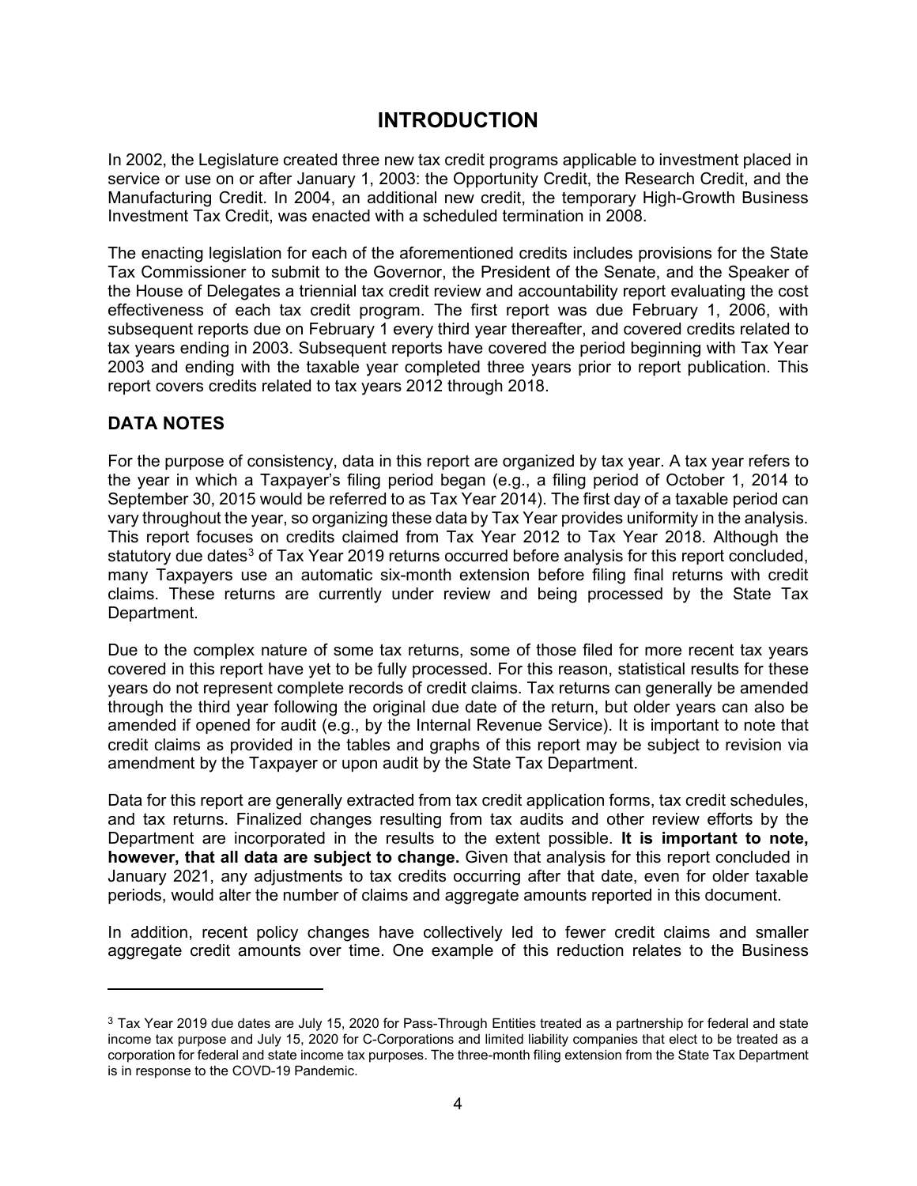# INTRODUCTION

In 2002, the Legislature created three new tax credit programs applicable to investment placed in service or use on or after January 1, 2003: the Opportunity Credit, the Research Credit, and the Manufacturing Credit. In 2004, an additional new credit, the temporary High-Growth Business Investment Tax Credit, was enacted with a scheduled termination in 2008.

The enacting legislation for each of the aforementioned credits includes provisions for the State Tax Commissioner to submit to the Governor, the President of the Senate, and the Speaker of the House of Delegates a triennial tax credit review and accountability report evaluating the cost effectiveness of each tax credit program. The first report was due February 1, 2006, with subsequent reports due on February 1 every third year thereafter, and covered credits related to tax years ending in 2003. Subsequent reports have covered the period beginning with Tax Year 2003 and ending with the taxable year completed three years prior to report publication. This report covers credits related to tax years 2012 through 2018.

## DATA NOTES

For the purpose of consistency, data in this report are organized by tax year. A tax year refers to the year in which a Taxpayer's filing period began (e.g., a filing period of October 1, 2014 to September 30, 2015 would be referred to as Tax Year 2014). The first day of a taxable period can vary throughout the year, so organizing these data by Tax Year provides uniformity in the analysis. This report focuses on credits claimed from Tax Year 2012 to Tax Year 2018. Although the statutory due dates[3] of Tax Year 2019 returns occurred before analysis for this report concluded, many Taxpayers use an automatic six-month extension before filing final returns with credit claims. These returns are currently under review and being processed by the State Tax Department.

Due to the complex nature of some tax returns, some of those filed for more recent tax years covered in this report have yet to be fully processed. For this reason, statistical results for these years do not represent complete records of credit claims. Tax returns can generally be amended through the third year following the original due date of the return, but older years can also be amended if opened for audit (e.g., by the Internal Revenue Service). It is important to note that credit claims as provided in the tables and graphs of this report may be subject to revision via amendment by the Taxpayer or upon audit by the State Tax Department.

Data for this report are generally extracted from tax credit application forms, tax credit schedules, and tax returns. Finalized changes resulting from tax audits and other review efforts by the Department are incorporated in the results to the extent possible. **It is important to note, however, that all data are subject to change.** Given that analysis for this report concluded in January 2021, any adjustments to tax credits occurring after that date, even for older taxable periods, would alter the number of claims and aggregate amounts reported in this document.

In addition, recent policy changes have collectively led to fewer credit claims and smaller aggregate credit amounts over time. One example of this reduction relates to the Business

---

[3] Tax Year 2019 due dates are July 15, 2020 for Pass-Through Entities treated as a partnership for federal and state income tax purpose and July 15, 2020 for C-Corporations and limited liability companies that elect to be treated as a corporation for federal and state income tax purposes. The three-month filing extension from the State Tax Department is in response to the COVD-19 Pandemic.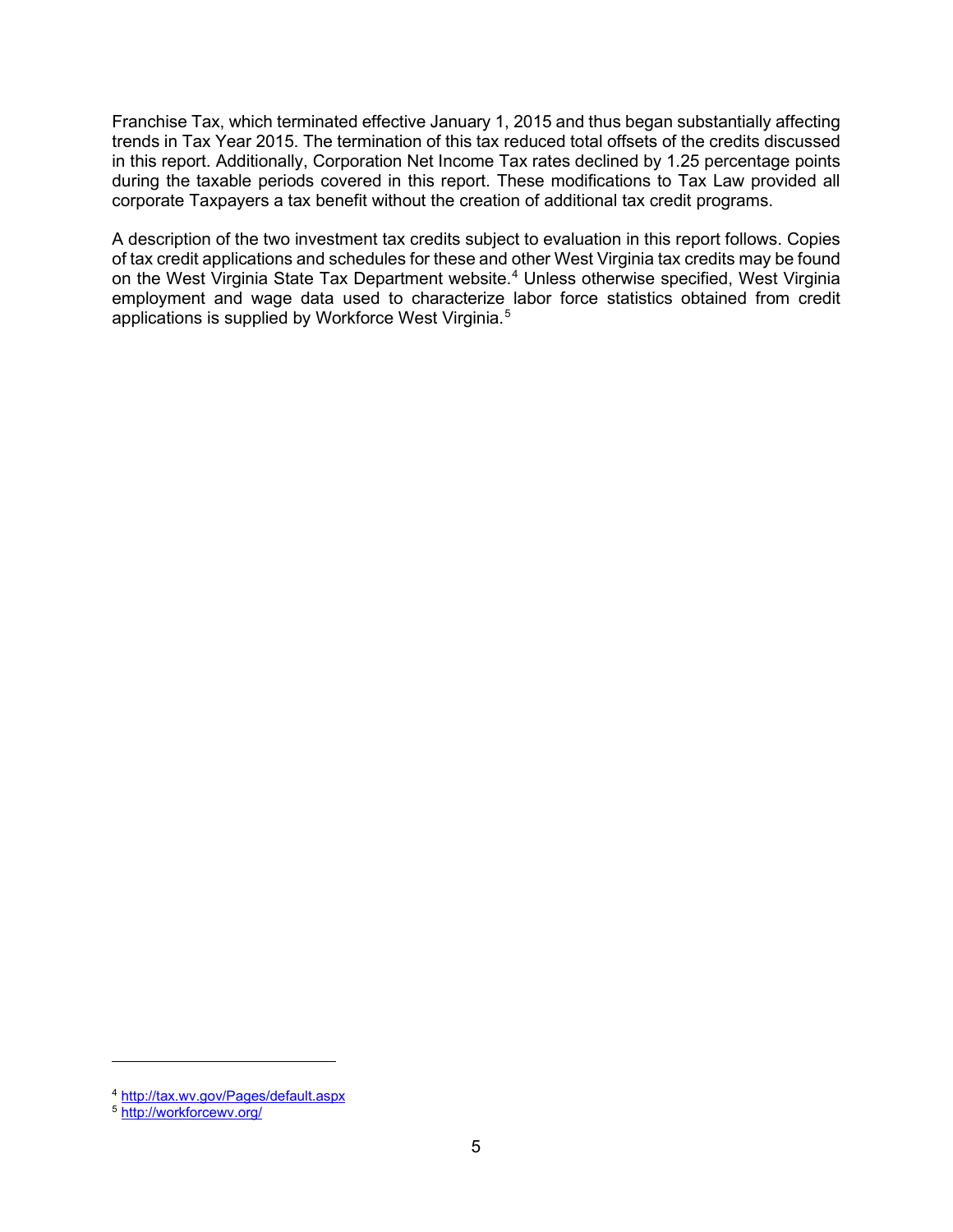Franchise Tax, which terminated effective January 1, 2015 and thus began substantially affecting trends in Tax Year 2015. The termination of this tax reduced total offsets of the credits discussed in this report. Additionally, Corporation Net Income Tax rates declined by 1.25 percentage points during the taxable periods covered in this report. These modifications to Tax Law provided all corporate Taxpayers a tax benefit without the creation of additional tax credit programs.

A description of the two investment tax credits subject to evaluation in this report follows. Copies of tax credit applications and schedules for these and other West Virginia tax credits may be found on the West Virginia State Tax Department website.[4] Unless otherwise specified, West Virginia employment and wage data used to characterize labor force statistics obtained from credit applications is supplied by Workforce West Virginia.[5]

---

[4] http://tax.wv.gov/Pages/default.aspx

[5] http://workforcewv.org/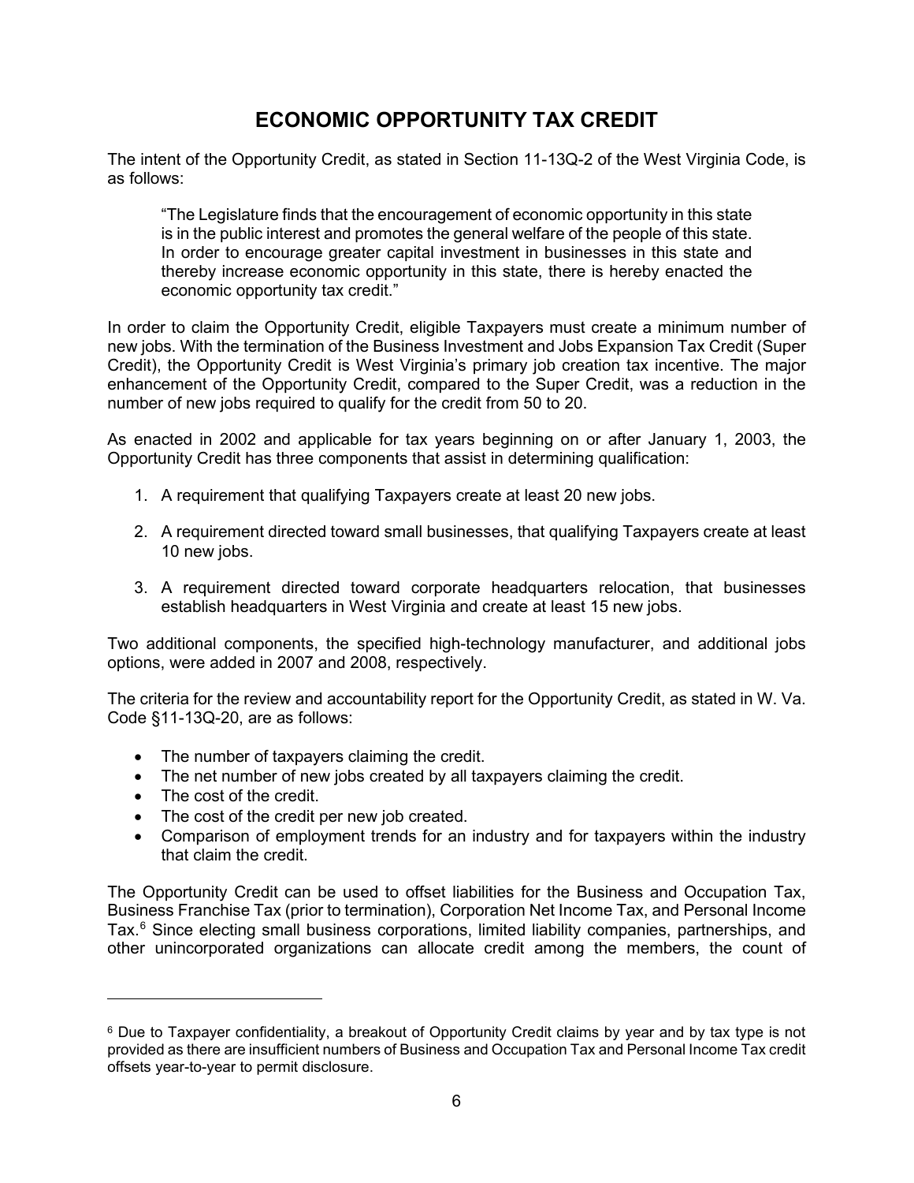# ECONOMIC OPPORTUNITY TAX CREDIT

The intent of the Opportunity Credit, as stated in Section 11-13Q-2 of the West Virginia Code, is as follows:

> "The Legislature finds that the encouragement of economic opportunity in this state is in the public interest and promotes the general welfare of the people of this state. In order to encourage greater capital investment in businesses in this state and thereby increase economic opportunity in this state, there is hereby enacted the economic opportunity tax credit."

In order to claim the Opportunity Credit, eligible Taxpayers must create a minimum number of new jobs. With the termination of the Business Investment and Jobs Expansion Tax Credit (Super Credit), the Opportunity Credit is West Virginia's primary job creation tax incentive. The major enhancement of the Opportunity Credit, compared to the Super Credit, was a reduction in the number of new jobs required to qualify for the credit from 50 to 20.

As enacted in 2002 and applicable for tax years beginning on or after January 1, 2003, the Opportunity Credit has three components that assist in determining qualification:

1. A requirement that qualifying Taxpayers create at least 20 new jobs.
2. A requirement directed toward small businesses, that qualifying Taxpayers create at least 10 new jobs.
3. A requirement directed toward corporate headquarters relocation, that businesses establish headquarters in West Virginia and create at least 15 new jobs.

Two additional components, the specified high-technology manufacturer, and additional jobs options, were added in 2007 and 2008, respectively.

The criteria for the review and accountability report for the Opportunity Credit, as stated in W. Va. Code §11-13Q-20, are as follows:

- The number of taxpayers claiming the credit.
- The net number of new jobs created by all taxpayers claiming the credit.
- The cost of the credit.
- The cost of the credit per new job created.
- Comparison of employment trends for an industry and for taxpayers within the industry that claim the credit.

The Opportunity Credit can be used to offset liabilities for the Business and Occupation Tax, Business Franchise Tax (prior to termination), Corporation Net Income Tax, and Personal Income Tax.[6] Since electing small business corporations, limited liability companies, partnerships, and other unincorporated organizations can allocate credit among the members, the count of

---

[6] Due to Taxpayer confidentiality, a breakout of Opportunity Credit claims by year and by tax type is not provided as there are insufficient numbers of Business and Occupation Tax and Personal Income Tax credit offsets year-to-year to permit disclosure.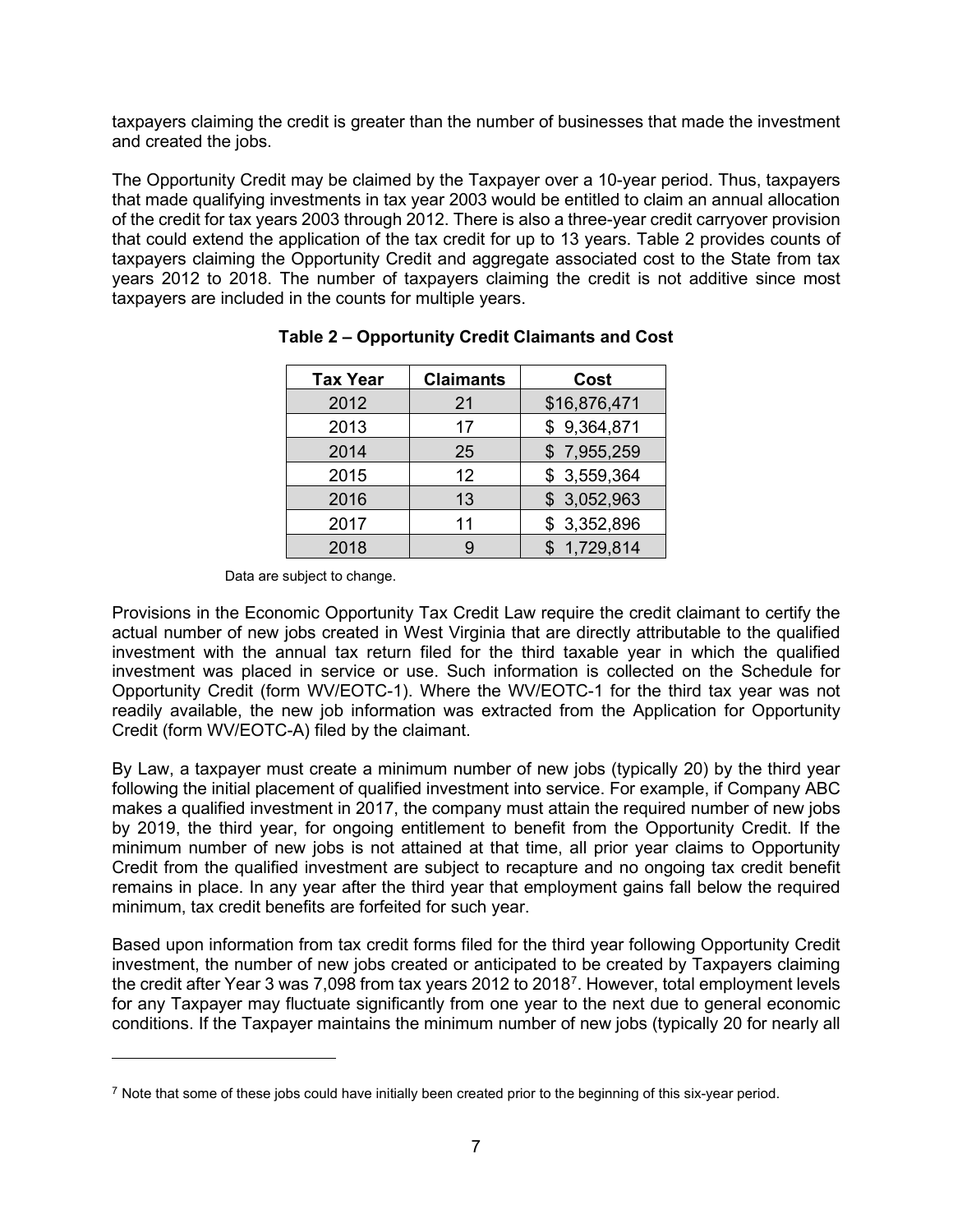taxpayers claiming the credit is greater than the number of businesses that made the investment and created the jobs.

The Opportunity Credit may be claimed by the Taxpayer over a 10-year period. Thus, taxpayers that made qualifying investments in tax year 2003 would be entitled to claim an annual allocation of the credit for tax years 2003 through 2012. There is also a three-year credit carryover provision that could extend the application of the tax credit for up to 13 years. Table 2 provides counts of taxpayers claiming the Opportunity Credit and aggregate associated cost to the State from tax years 2012 to 2018. The number of taxpayers claiming the credit is not additive since most taxpayers are included in the counts for multiple years.

**Table 2 – Opportunity Credit Claimants and Cost**

| Tax Year | Claimants | Cost |
|---|---|---|
| 2012 | 21 | $16,876,471 |
| 2013 | 17 | $ 9,364,871 |
| 2014 | 25 | $ 7,955,259 |
| 2015 | 12 | $ 3,559,364 |
| 2016 | 13 | $ 3,052,963 |
| 2017 | 11 | $ 3,352,896 |
| 2018 | 9 | $ 1,729,814 |

Data are subject to change.

Provisions in the Economic Opportunity Tax Credit Law require the credit claimant to certify the actual number of new jobs created in West Virginia that are directly attributable to the qualified investment with the annual tax return filed for the third taxable year in which the qualified investment was placed in service or use. Such information is collected on the Schedule for Opportunity Credit (form WV/EOTC-1). Where the WV/EOTC-1 for the third tax year was not readily available, the new job information was extracted from the Application for Opportunity Credit (form WV/EOTC-A) filed by the claimant.

By Law, a taxpayer must create a minimum number of new jobs (typically 20) by the third year following the initial placement of qualified investment into service. For example, if Company ABC makes a qualified investment in 2017, the company must attain the required number of new jobs by 2019, the third year, for ongoing entitlement to benefit from the Opportunity Credit. If the minimum number of new jobs is not attained at that time, all prior year claims to Opportunity Credit from the qualified investment are subject to recapture and no ongoing tax credit benefit remains in place. In any year after the third year that employment gains fall below the required minimum, tax credit benefits are forfeited for such year.

Based upon information from tax credit forms filed for the third year following Opportunity Credit investment, the number of new jobs created or anticipated to be created by Taxpayers claiming the credit after Year 3 was 7,098 from tax years 2012 to 2018[7]. However, total employment levels for any Taxpayer may fluctuate significantly from one year to the next due to general economic conditions. If the Taxpayer maintains the minimum number of new jobs (typically 20 for nearly all

[7] Note that some of these jobs could have initially been created prior to the beginning of this six-year period.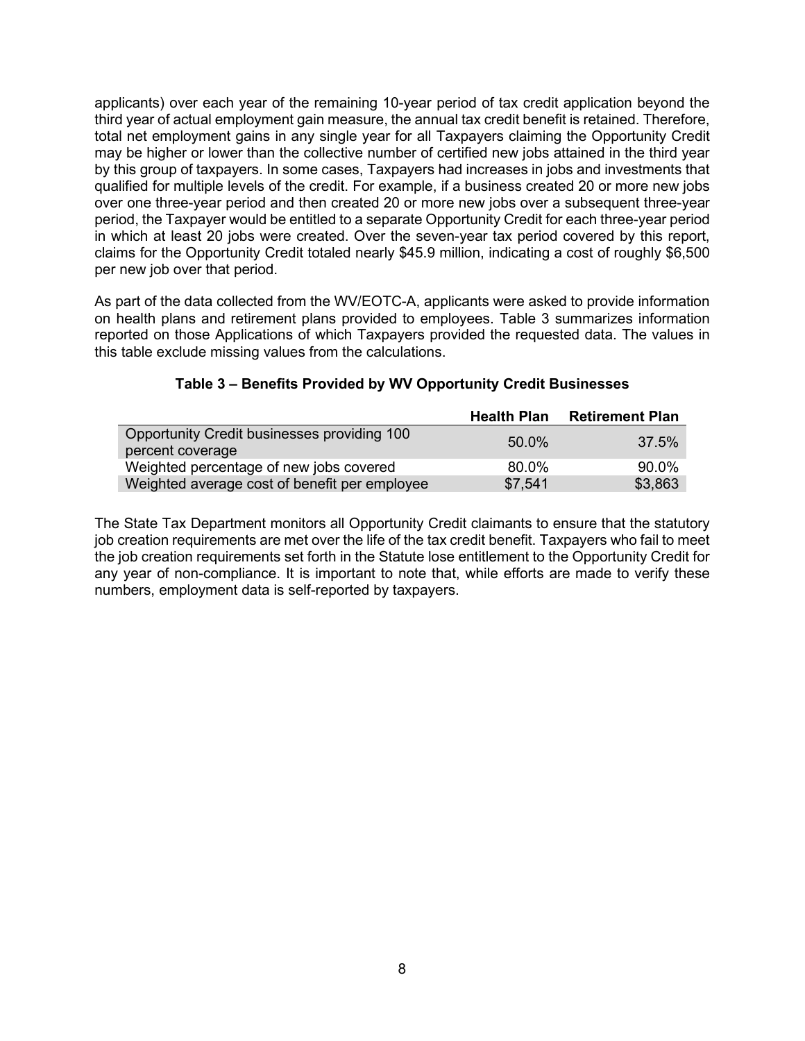applicants) over each year of the remaining 10-year period of tax credit application beyond the third year of actual employment gain measure, the annual tax credit benefit is retained. Therefore, total net employment gains in any single year for all Taxpayers claiming the Opportunity Credit may be higher or lower than the collective number of certified new jobs attained in the third year by this group of taxpayers. In some cases, Taxpayers had increases in jobs and investments that qualified for multiple levels of the credit. For example, if a business created 20 or more new jobs over one three-year period and then created 20 or more new jobs over a subsequent three-year period, the Taxpayer would be entitled to a separate Opportunity Credit for each three-year period in which at least 20 jobs were created. Over the seven-year tax period covered by this report, claims for the Opportunity Credit totaled nearly $45.9 million, indicating a cost of roughly $6,500 per new job over that period.

As part of the data collected from the WV/EOTC-A, applicants were asked to provide information on health plans and retirement plans provided to employees. Table 3 summarizes information reported on those Applications of which Taxpayers provided the requested data. The values in this table exclude missing values from the calculations.

**Table 3 – Benefits Provided by WV Opportunity Credit Businesses**

| | Health Plan | Retirement Plan |
|---|---|---|
| Opportunity Credit businesses providing 100 percent coverage | 50.0% | 37.5% |
| Weighted percentage of new jobs covered | 80.0% | 90.0% |
| Weighted average cost of benefit per employee | $7,541 | $3,863 |

The State Tax Department monitors all Opportunity Credit claimants to ensure that the statutory job creation requirements are met over the life of the tax credit benefit. Taxpayers who fail to meet the job creation requirements set forth in the Statute lose entitlement to the Opportunity Credit for any year of non-compliance. It is important to note that, while efforts are made to verify these numbers, employment data is self-reported by taxpayers.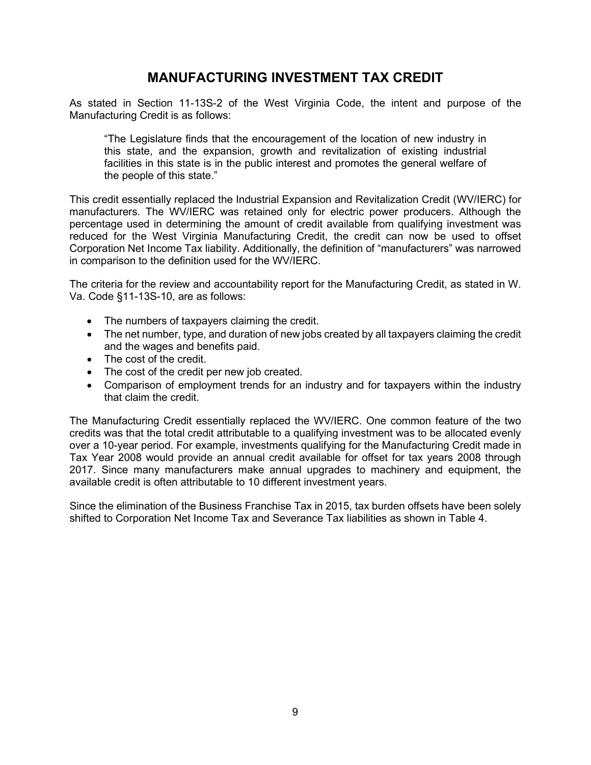## MANUFACTURING INVESTMENT TAX CREDIT

As stated in Section 11-13S-2 of the West Virginia Code, the intent and purpose of the Manufacturing Credit is as follows:

> "The Legislature finds that the encouragement of the location of new industry in this state, and the expansion, growth and revitalization of existing industrial facilities in this state is in the public interest and promotes the general welfare of the people of this state."

This credit essentially replaced the Industrial Expansion and Revitalization Credit (WV/IERC) for manufacturers. The WV/IERC was retained only for electric power producers. Although the percentage used in determining the amount of credit available from qualifying investment was reduced for the West Virginia Manufacturing Credit, the credit can now be used to offset Corporation Net Income Tax liability. Additionally, the definition of "manufacturers" was narrowed in comparison to the definition used for the WV/IERC.

The criteria for the review and accountability report for the Manufacturing Credit, as stated in W. Va. Code §11-13S-10, are as follows:

- The numbers of taxpayers claiming the credit.
- The net number, type, and duration of new jobs created by all taxpayers claiming the credit and the wages and benefits paid.
- The cost of the credit.
- The cost of the credit per new job created.
- Comparison of employment trends for an industry and for taxpayers within the industry that claim the credit.

The Manufacturing Credit essentially replaced the WV/IERC. One common feature of the two credits was that the total credit attributable to a qualifying investment was to be allocated evenly over a 10-year period. For example, investments qualifying for the Manufacturing Credit made in Tax Year 2008 would provide an annual credit available for offset for tax years 2008 through 2017. Since many manufacturers make annual upgrades to machinery and equipment, the available credit is often attributable to 10 different investment years.

Since the elimination of the Business Franchise Tax in 2015, tax burden offsets have been solely shifted to Corporation Net Income Tax and Severance Tax liabilities as shown in Table 4.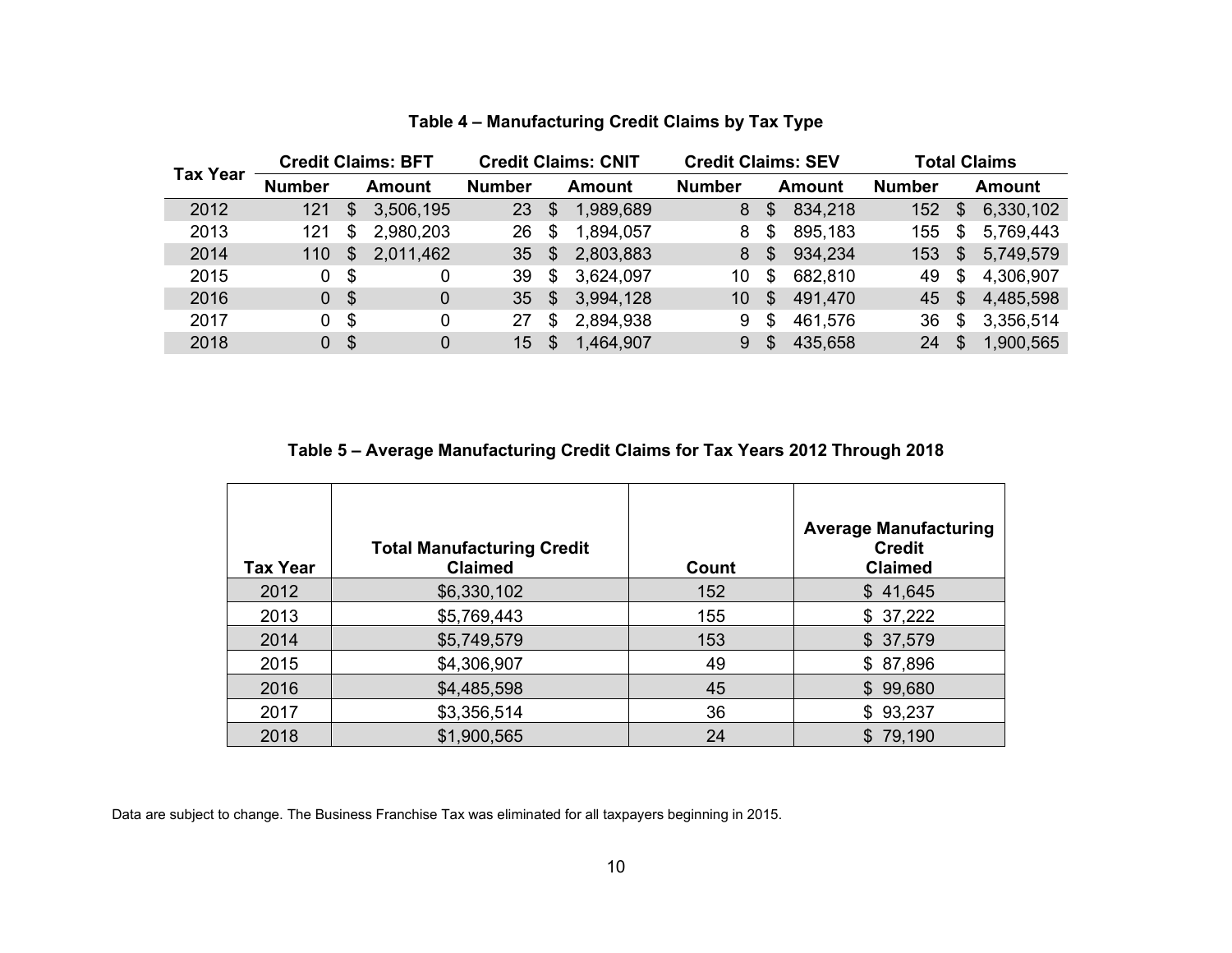**Table 4 – Manufacturing Credit Claims by Tax Type**

| Tax Year | Credit Claims: BFT | | Credit Claims: CNIT | | Credit Claims: SEV | | Total Claims | |
|---|---|---|---|---|---|---|---|---|
| | Number | Amount | Number | Amount | Number | Amount | Number | Amount |
| 2012 | 121 | $ 3,506,195 | 23 | $ 1,989,689 | 8 | $ 834,218 | 152 | $ 6,330,102 |
| 2013 | 121 | $ 2,980,203 | 26 | $ 1,894,057 | 8 | $ 895,183 | 155 | $ 5,769,443 |
| 2014 | 110 | $ 2,011,462 | 35 | $ 2,803,883 | 8 | $ 934,234 | 153 | $ 5,749,579 |
| 2015 | 0 | $ 0 | 39 | $ 3,624,097 | 10 | $ 682,810 | 49 | $ 4,306,907 |
| 2016 | 0 | $ 0 | 35 | $ 3,994,128 | 10 | $ 491,470 | 45 | $ 4,485,598 |
| 2017 | 0 | $ 0 | 27 | $ 2,894,938 | 9 | $ 461,576 | 36 | $ 3,356,514 |
| 2018 | 0 | $ 0 | 15 | $ 1,464,907 | 9 | $ 435,658 | 24 | $ 1,900,565 |

**Table 5 – Average Manufacturing Credit Claims for Tax Years 2012 Through 2018**

| Tax Year | Total Manufacturing Credit Claimed | Count | Average Manufacturing Credit Claimed |
|---|---|---|---|
| 2012 | $6,330,102 | 152 | $ 41,645 |
| 2013 | $5,769,443 | 155 | $ 37,222 |
| 2014 | $5,749,579 | 153 | $ 37,579 |
| 2015 | $4,306,907 | 49 | $ 87,896 |
| 2016 | $4,485,598 | 45 | $ 99,680 |
| 2017 | $3,356,514 | 36 | $ 93,237 |
| 2018 | $1,900,565 | 24 | $ 79,190 |

Data are subject to change. The Business Franchise Tax was eliminated for all taxpayers beginning in 2015.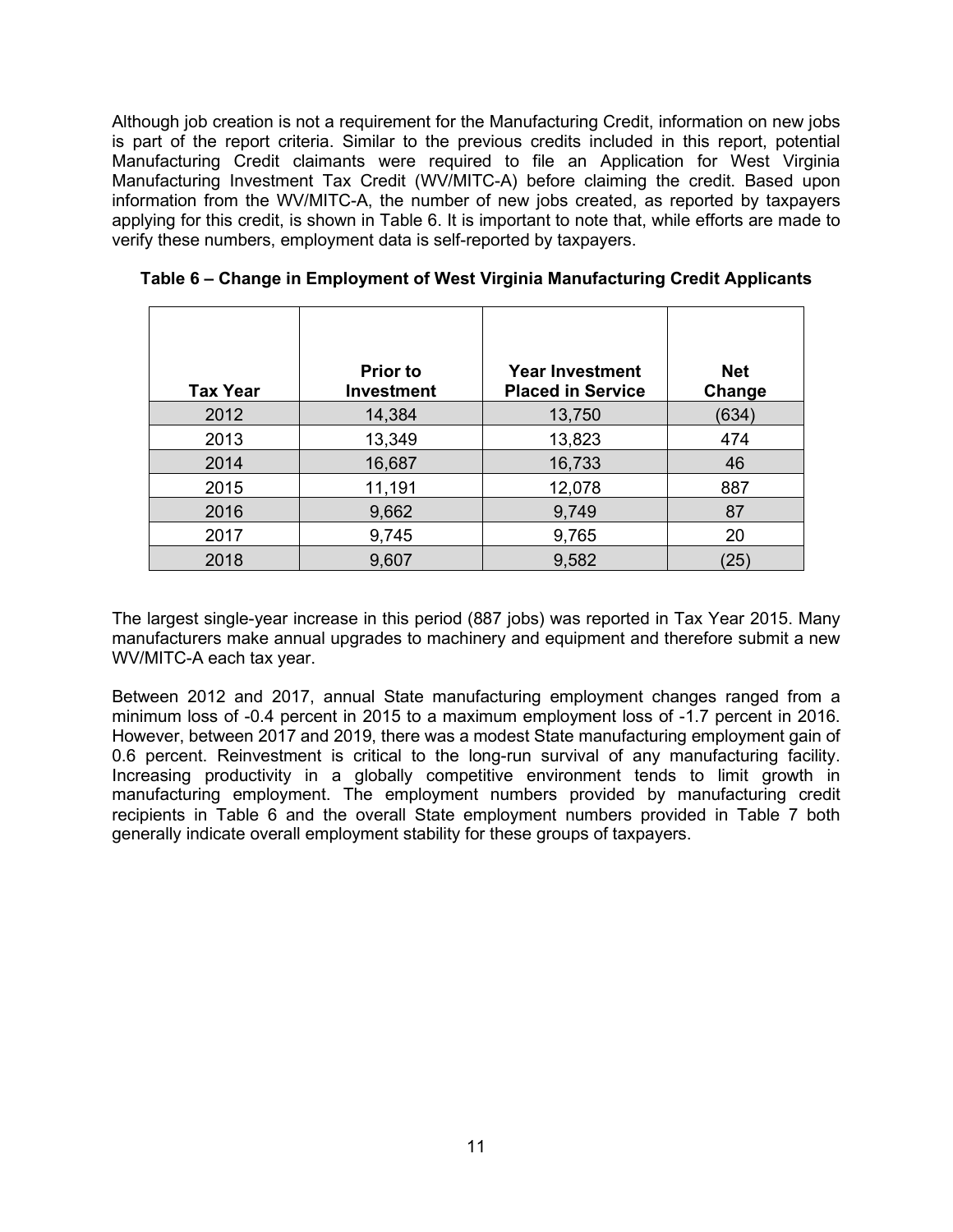Although job creation is not a requirement for the Manufacturing Credit, information on new jobs is part of the report criteria. Similar to the previous credits included in this report, potential Manufacturing Credit claimants were required to file an Application for West Virginia Manufacturing Investment Tax Credit (WV/MITC-A) before claiming the credit. Based upon information from the WV/MITC-A, the number of new jobs created, as reported by taxpayers applying for this credit, is shown in Table 6. It is important to note that, while efforts are made to verify these numbers, employment data is self-reported by taxpayers.

**Table 6 – Change in Employment of West Virginia Manufacturing Credit Applicants**

| Tax Year | Prior to Investment | Year Investment Placed in Service | Net Change |
|---|---|---|---|
| 2012 | 14,384 | 13,750 | (634) |
| 2013 | 13,349 | 13,823 | 474 |
| 2014 | 16,687 | 16,733 | 46 |
| 2015 | 11,191 | 12,078 | 887 |
| 2016 | 9,662 | 9,749 | 87 |
| 2017 | 9,745 | 9,765 | 20 |
| 2018 | 9,607 | 9,582 | (25) |

The largest single-year increase in this period (887 jobs) was reported in Tax Year 2015. Many manufacturers make annual upgrades to machinery and equipment and therefore submit a new WV/MITC-A each tax year.

Between 2012 and 2017, annual State manufacturing employment changes ranged from a minimum loss of -0.4 percent in 2015 to a maximum employment loss of -1.7 percent in 2016. However, between 2017 and 2019, there was a modest State manufacturing employment gain of 0.6 percent. Reinvestment is critical to the long-run survival of any manufacturing facility. Increasing productivity in a globally competitive environment tends to limit growth in manufacturing employment. The employment numbers provided by manufacturing credit recipients in Table 6 and the overall State employment numbers provided in Table 7 both generally indicate overall employment stability for these groups of taxpayers.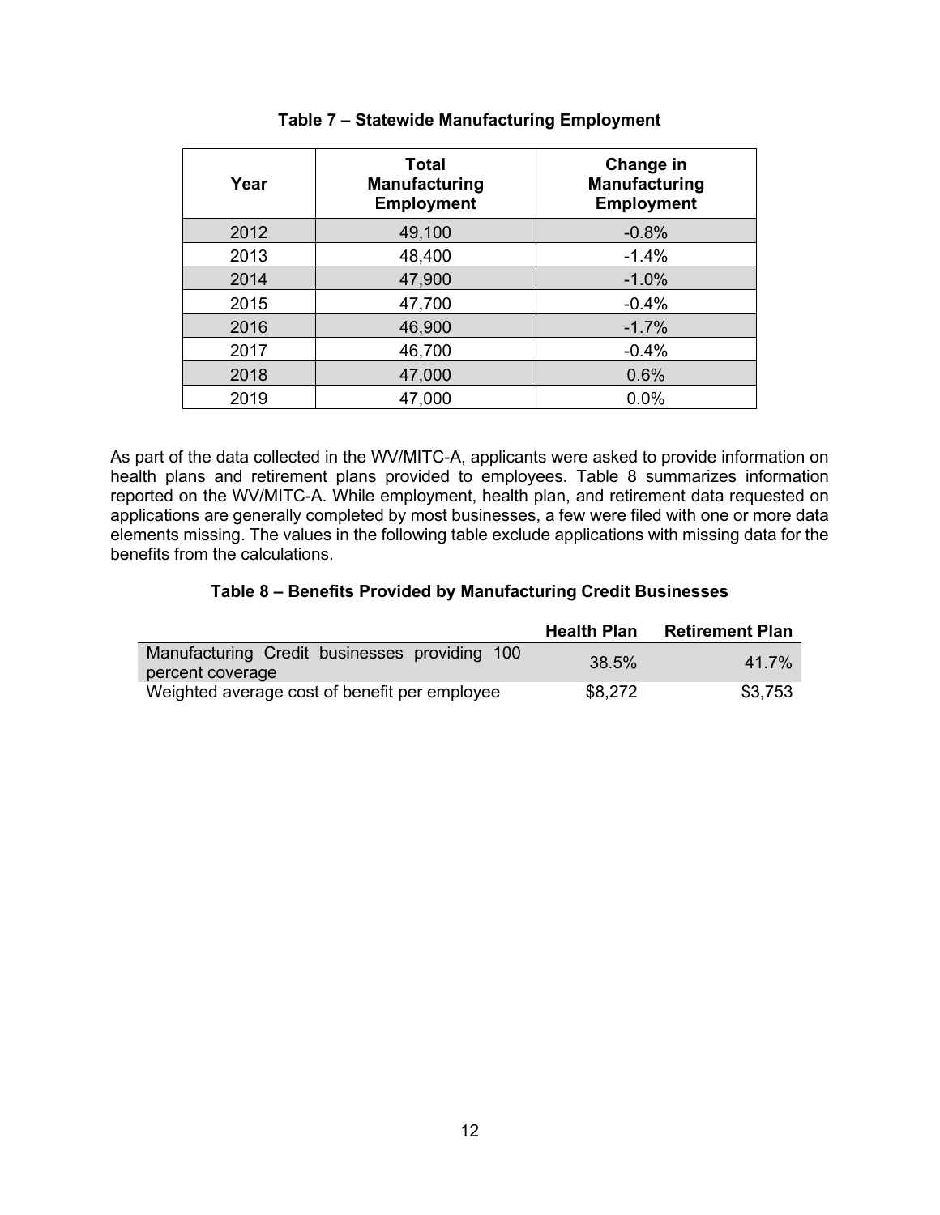**Table 7 – Statewide Manufacturing Employment**

| Year | Total Manufacturing Employment | Change in Manufacturing Employment |
|---|---|---|
| 2012 | 49,100 | -0.8% |
| 2013 | 48,400 | -1.4% |
| 2014 | 47,900 | -1.0% |
| 2015 | 47,700 | -0.4% |
| 2016 | 46,900 | -1.7% |
| 2017 | 46,700 | -0.4% |
| 2018 | 47,000 | 0.6% |
| 2019 | 47,000 | 0.0% |

As part of the data collected in the WV/MITC-A, applicants were asked to provide information on health plans and retirement plans provided to employees. Table 8 summarizes information reported on the WV/MITC-A. While employment, health plan, and retirement data requested on applications are generally completed by most businesses, a few were filed with one or more data elements missing. The values in the following table exclude applications with missing data for the benefits from the calculations.

**Table 8 – Benefits Provided by Manufacturing Credit Businesses**

| | Health Plan | Retirement Plan |
|---|---|---|
| Manufacturing Credit businesses providing 100 percent coverage | 38.5% | 41.7% |
| Weighted average cost of benefit per employee | $8,272 | $3,753 |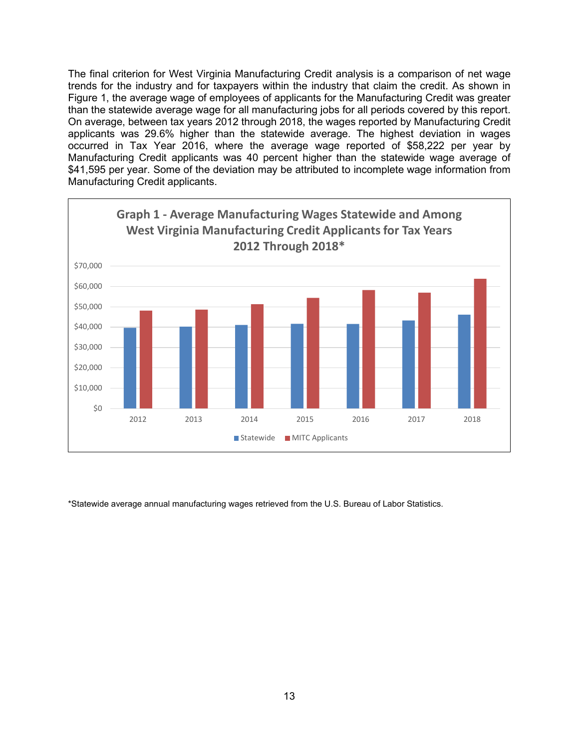The final criterion for West Virginia Manufacturing Credit analysis is a comparison of net wage trends for the industry and for taxpayers within the industry that claim the credit. As shown in Figure 1, the average wage of employees of applicants for the Manufacturing Credit was greater than the statewide average wage for all manufacturing jobs for all periods covered by this report. On average, between tax years 2012 through 2018, the wages reported by Manufacturing Credit applicants was 29.6% higher than the statewide average. The highest deviation in wages occurred in Tax Year 2016, where the average wage reported of $58,222 per year by Manufacturing Credit applicants was 40 percent higher than the statewide wage average of $41,595 per year. Some of the deviation may be attributed to incomplete wage information from Manufacturing Credit applicants.

**Graph 1 - Average Manufacturing Wages Statewide and Among West Virginia Manufacturing Credit Applicants for Tax Years 2012 Through 2018***

*Statewide average annual manufacturing wages retrieved from the U.S. Bureau of Labor Statistics.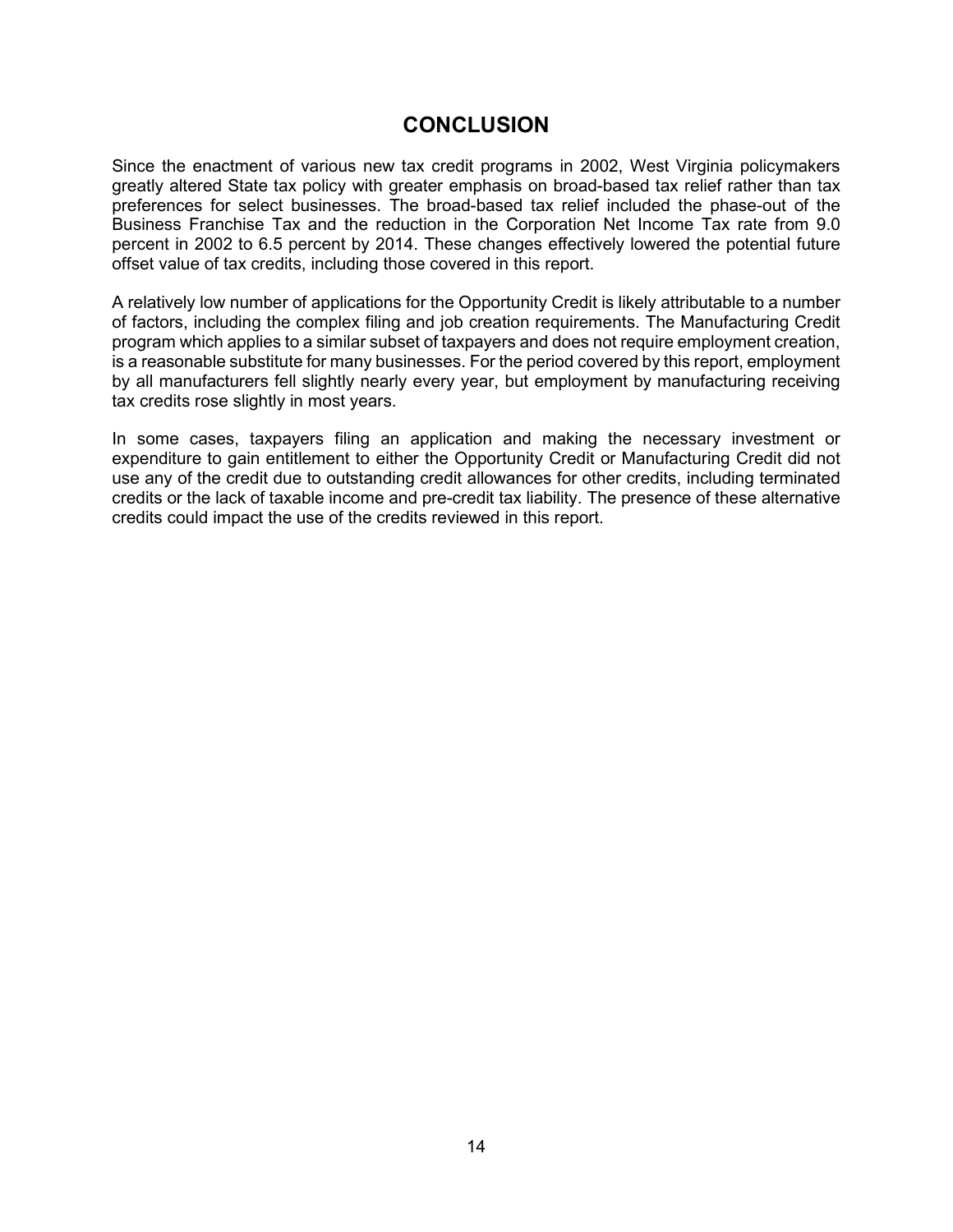# CONCLUSION

Since the enactment of various new tax credit programs in 2002, West Virginia policymakers greatly altered State tax policy with greater emphasis on broad-based tax relief rather than tax preferences for select businesses. The broad-based tax relief included the phase-out of the Business Franchise Tax and the reduction in the Corporation Net Income Tax rate from 9.0 percent in 2002 to 6.5 percent by 2014. These changes effectively lowered the potential future offset value of tax credits, including those covered in this report.

A relatively low number of applications for the Opportunity Credit is likely attributable to a number of factors, including the complex filing and job creation requirements. The Manufacturing Credit program which applies to a similar subset of taxpayers and does not require employment creation, is a reasonable substitute for many businesses. For the period covered by this report, employment by all manufacturers fell slightly nearly every year, but employment by manufacturing receiving tax credits rose slightly in most years.

In some cases, taxpayers filing an application and making the necessary investment or expenditure to gain entitlement to either the Opportunity Credit or Manufacturing Credit did not use any of the credit due to outstanding credit allowances for other credits, including terminated credits or the lack of taxable income and pre-credit tax liability. The presence of these alternative credits could impact the use of the credits reviewed in this report.